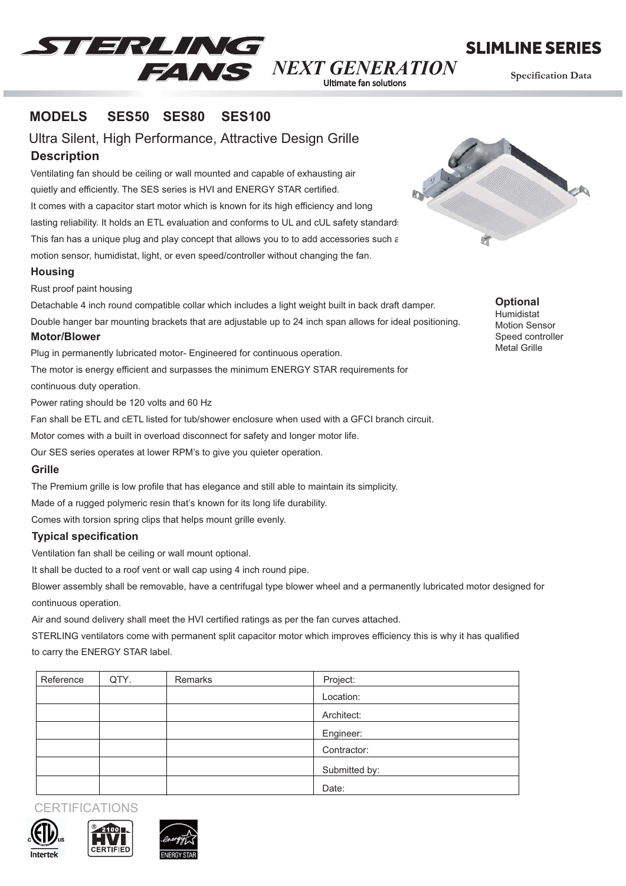# STERLING FANS

*NEXT GENERATION*

Ultimate fan solutions

## SLIMLINE SERIES

Specification Data

## MODELS SES50 SES80 SES100

Ultra Silent, High Performance, Attractive Design Grille

### Description

Ventilating fan should be ceiling or wall mounted and capable of exhausting air quietly and efficiently. The SES series is HVI and ENERGY STAR certified.
It comes with a capacitor start motor which is known for its high efficiency and long lasting reliability. It holds an ETL evaluation and conforms to UL and cUL safety standards.
This fan has a unique plug and play concept that allows you to to add accessories such a motion sensor, humidistat, light, or even speed/controller without changing the fan.

### Housing

Rust proof paint housing

Detachable 4 inch round compatible collar which includes a light weight built in back draft damper.

Double hanger bar mounting brackets that are adjustable up to 24 inch span allows for ideal positioning.

### Motor/Blower

Plug in permanently lubricated motor- Engineered for continuous operation.

The motor is energy efficient and surpasses the minimum ENERGY STAR requirements for continuous duty operation.

Power rating should be 120 volts and 60 Hz

Fan shall be ETL and cETL listed for tub/shower enclosure when used with a GFCI branch circuit.

Motor comes with a built in overload disconnect for safety and longer motor life.

Our SES series operates at lower RPM's to give you quieter operation.

### Optional

Humidistat
Motion Sensor
Speed controller
Metal Grille

### Grille

The Premium grille is low profile that has elegance and still able to maintain its simplicity.

Made of a rugged polymeric resin that's known for its long life durability.

Comes with torsion spring clips that helps mount grille evenly.

### Typical specification

Ventilation fan shall be ceiling or wall mount optional.

It shall be ducted to a roof vent or wall cap using 4 inch round pipe.

Blower assembly shall be removable, have a centrifugal type blower wheel and a permanently lubricated motor designed for continuous operation.

Air and sound delivery shall meet the HVI certified ratings as per the fan curves attached.

STERLING ventilators come with permanent split capacitor motor which improves efficiency this is why it has qualified to carry the ENERGY STAR label.

| Reference | QTY. | Remarks | Project: |
|---|---|---|---|
| | | | Location: |
| | | | Architect: |
| | | | Engineer: |
| | | | Contractor: |
| | | | Submitted by: |
| | | | Date: |

CERTIFICATIONS

Intertek — HVI CERTIFIED — ENERGY STAR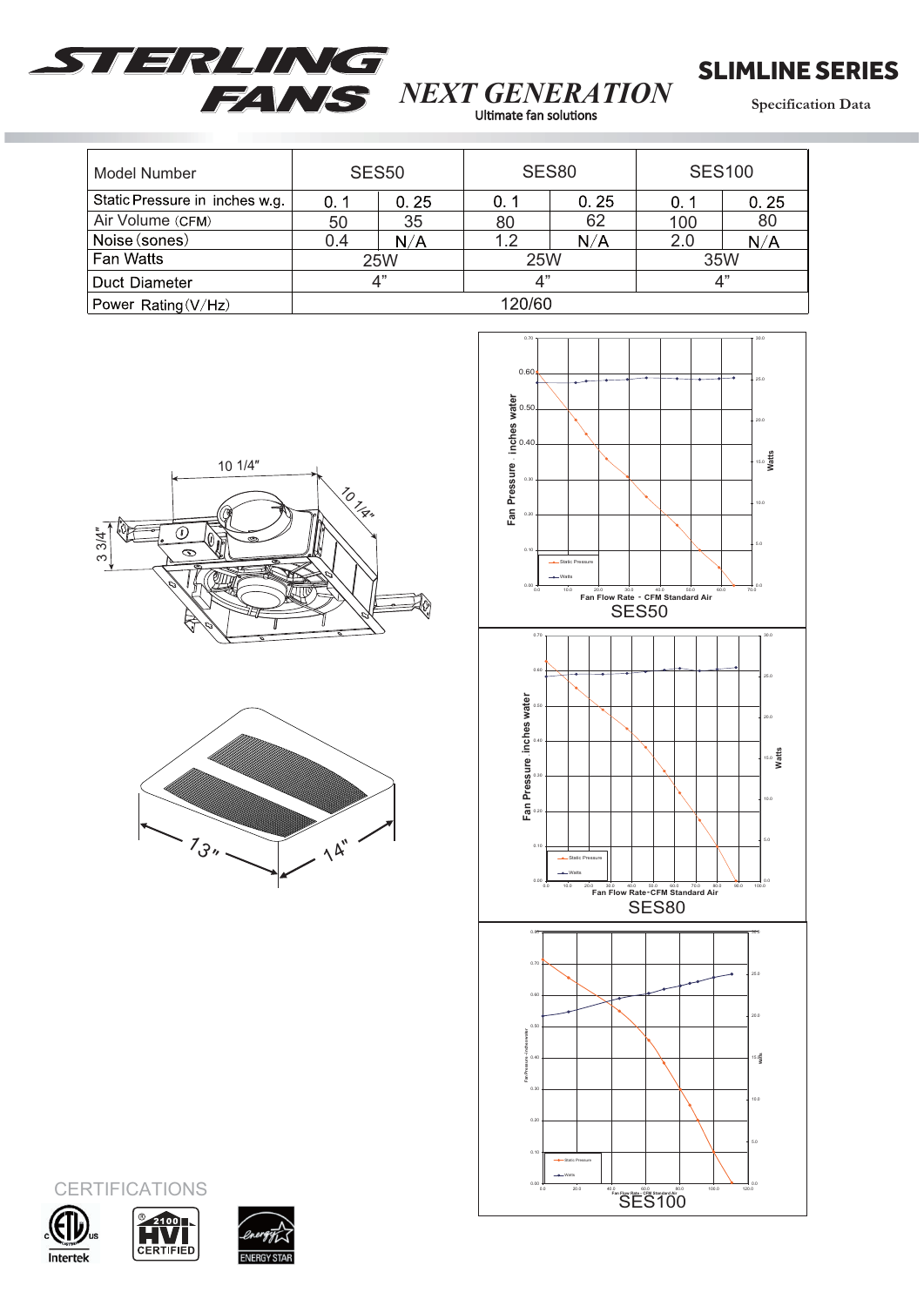# STERLING FANS

*NEXT GENERATION*

Ultimate fan solutions

## SLIMLINE SERIES

Specification Data

| Model Number | SES50 | | SES80 | | SES100 | |
|---|---|---|---|---|---|---|
| Static Pressure in inches w.g. | 0. 1 | 0. 25 | 0. 1 | 0. 25 | 0. 1 | 0. 25 |
| Air Volume (CFM) | 50 | 35 | 80 | 62 | 100 | 80 |
| Noise (sones) | 0.4 | N/A | 1.2 | N/A | 2.0 | N/A |
| Fan Watts | 25W | | 25W | | 35W | |
| Duct Diameter | 4" | | 4" | | 4" | |
| Power Rating (V/Hz) | 120/60 | | | | | |

10 1/4"

10 1/4"

3 3/4"

13"

14"

Fan Pressure , inches water

Watts

Static Pressure

Watts

Fan Flow Rate - CFM Standard Air

SES50

Fan Pressure inches water

Watts

Static Pressure

Watts

Fan Flow Rate-CFM Standard Air

SES80

Fan Pressure - inches water

Watts

Static Pressure

Watts

Fan Flow Rate - CFM Standard Air

SES100

CERTIFICATIONS

Intertek

2100 HVI CERTIFIED

ENERGY STAR